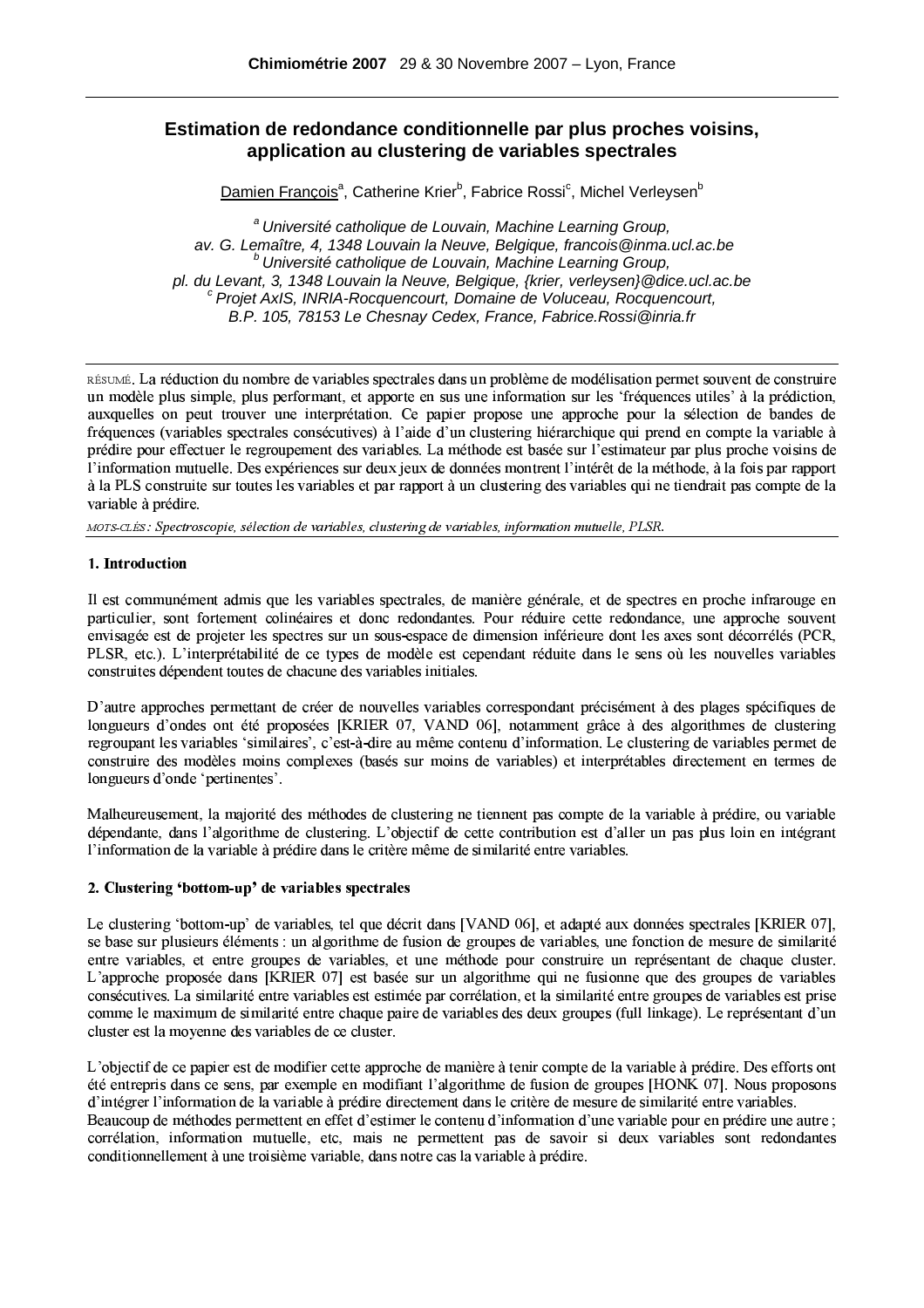# Estimation de redondance conditionnelle par plus proches voisins, application au clustering de variables spectrales

Damien François[a], Catherine Krier[b], Fabrice Rossi[c], Michel Verleysen[b]

[a] *Université catholique de Louvain, Machine Learning Group, av. G. Lemaître, 4, 1348 Louvain la Neuve, Belgique, francois@inma.ucl.ac.be*
[b] *Université catholique de Louvain, Machine Learning Group, pl. du Levant, 3, 1348 Louvain la Neuve, Belgique, {krier, verleysen}@dice.ucl.ac.be*
[c] *Projet AxIS, INRIA-Rocquencourt, Domaine de Voluceau, Rocquencourt, B.P. 105, 78153 Le Chesnay Cedex, France, Fabrice.Rossi@inria.fr*

RÉSUMÉ. La réduction du nombre de variables spectrales dans un problème de modélisation permet souvent de construire un modèle plus simple, plus performant, et apporte en sus une information sur les 'fréquences utiles' à la prédiction, auxquelles on peut trouver une interprétation. Ce papier propose une approche pour la sélection de bandes de fréquences (variables spectrales consécutives) à l'aide d'un clustering hiérarchique qui prend en compte la variable à prédire pour effectuer le regroupement des variables. La méthode est basée sur l'estimateur par plus proche voisins de l'information mutuelle. Des expériences sur deux jeux de données montrent l'intérêt de la méthode, à la fois par rapport à la PLS construite sur toutes les variables et par rapport à un clustering des variables qui ne tiendrait pas compte de la variable à prédire.

*MOTS-CLÉS : Spectroscopie, sélection de variables, clustering de variables, information mutuelle, PLSR.*

## 1. Introduction

Il est communément admis que les variables spectrales, de manière générale, et de spectres en proche infrarouge en particulier, sont fortement colinéaires et donc redondantes. Pour réduire cette redondance, une approche souvent envisagée est de projeter les spectres sur un sous-espace de dimension inférieure dont les axes sont décorrélés (PCR, PLSR, etc.). L'interprétabilité de ce types de modèle est cependant réduite dans le sens où les nouvelles variables construites dépendent toutes de chacune des variables initiales.

D'autre approches permettant de créer de nouvelles variables correspondant précisément à des plages spécifiques de longueurs d'ondes ont été proposées [KRIER 07, VAND 06], notamment grâce à des algorithmes de clustering regroupant les variables 'similaires', c'est-à-dire au même contenu d'information. Le clustering de variables permet de construire des modèles moins complexes (basés sur moins de variables) et interprétables directement en termes de longueurs d'onde 'pertinentes'.

Malheureusement, la majorité des méthodes de clustering ne tiennent pas compte de la variable à prédire, ou variable dépendante, dans l'algorithme de clustering. L'objectif de cette contribution est d'aller un pas plus loin en intégrant l'information de la variable à prédire dans le critère même de similarité entre variables.

## 2. Clustering 'bottom-up' de variables spectrales

Le clustering 'bottom-up' de variables, tel que décrit dans [VAND 06], et adapté aux données spectrales [KRIER 07], se base sur plusieurs éléments : un algorithme de fusion de groupes de variables, une fonction de mesure de similarité entre variables, et entre groupes de variables, et une méthode pour construire un représentant de chaque cluster. L'approche proposée dans [KRIER 07] est basée sur un algorithme qui ne fusionne que des groupes de variables consécutives. La similarité entre variables est estimée par corrélation, et la similarité entre groupes de variables est prise comme le maximum de similarité entre chaque paire de variables des deux groupes (full linkage). Le représentant d'un cluster est la moyenne des variables de ce cluster.

L'objectif de ce papier est de modifier cette approche de manière à tenir compte de la variable à prédire. Des efforts ont été entrepris dans ce sens, par exemple en modifiant l'algorithme de fusion de groupes [HONK 07]. Nous proposons d'intégrer l'information de la variable à prédire directement dans le critère de mesure de similarité entre variables.
Beaucoup de méthodes permettent en effet d'estimer le contenu d'information d'une variable pour en prédire une autre ; corrélation, information mutuelle, etc, mais ne permettent pas de savoir si deux variables sont redondantes conditionnellement à une troisième variable, dans notre cas la variable à prédire.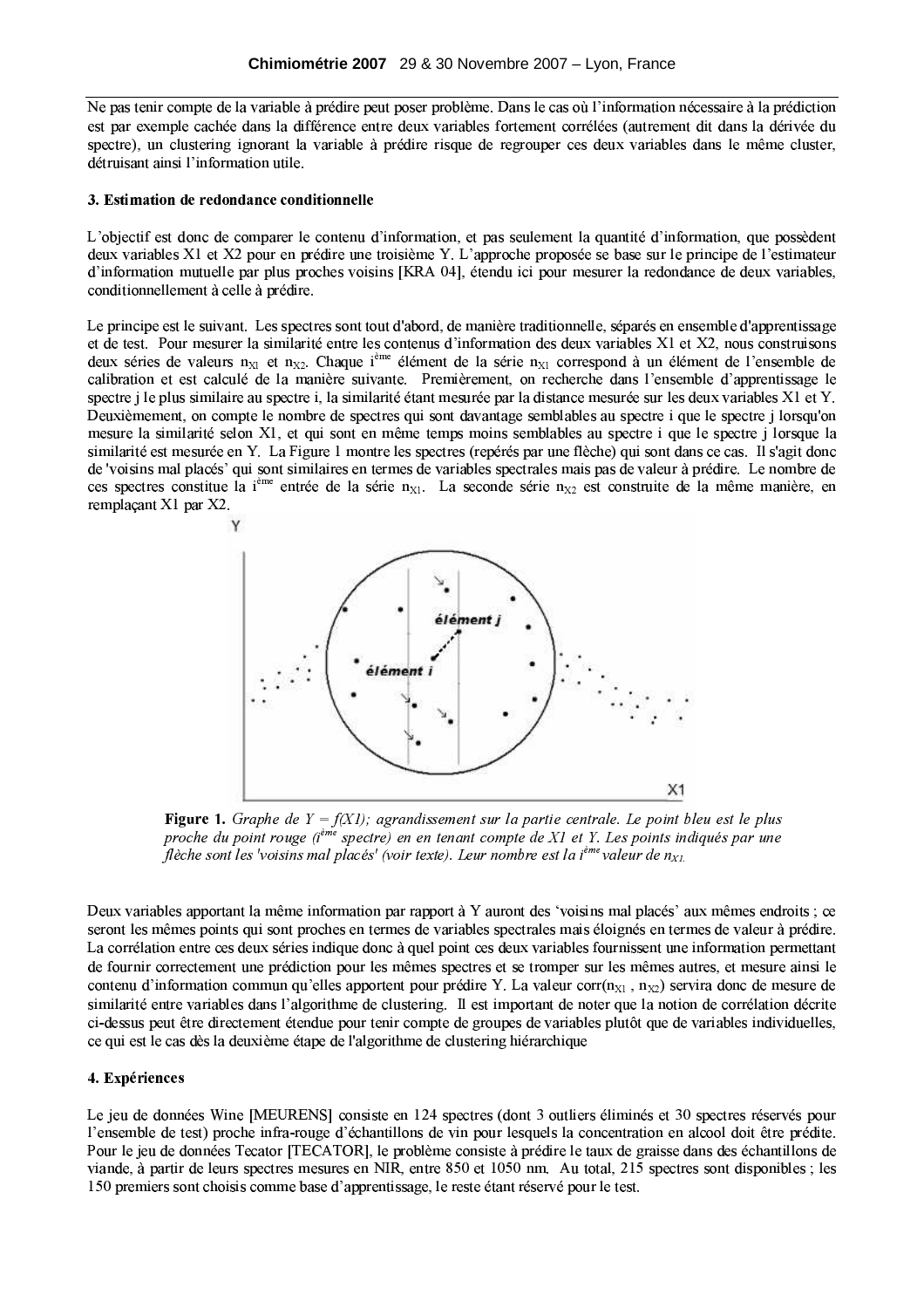Ne pas tenir compte de la variable à prédire peut poser problème. Dans le cas où l'information nécessaire à la prédiction est par exemple cachée dans la différence entre deux variables fortement corrélées (autrement dit dans la dérivée du spectre), un clustering ignorant la variable à prédire risque de regrouper ces deux variables dans le même cluster, détruisant ainsi l'information utile.

### 3. Estimation de redondance conditionnelle

L'objectif est donc de comparer le contenu d'information, et pas seulement la quantité d'information, que possèdent deux variables X1 et X2 pour en prédire une troisième Y. L'approche proposée se base sur le principe de l'estimateur d'information mutuelle par plus proches voisins [KRA 04], étendu ici pour mesurer la redondance de deux variables, conditionnellement à celle à prédire.

Le principe est le suivant. Les spectres sont tout d'abord, de manière traditionnelle, séparés en ensemble d'apprentissage et de test. Pour mesurer la similarité entre les contenus d'information des deux variables X1 et X2, nous construisons deux séries de valeurs $n_{X1}$ et $n_{X2}$. Chaque $i^{ème}$ élément de la série $n_{X1}$ correspond à un élément de l'ensemble de calibration et est calculé de la manière suivante. Premièrement, on recherche dans l'ensemble d'apprentissage le spectre j le plus similaire au spectre i, la similarité étant mesurée par la distance mesurée sur les deux variables X1 et Y. Deuxièmement, on compte le nombre de spectres qui sont davantage semblables au spectre i que le spectre j lorsqu'on mesure la similarité selon X1, et qui sont en même temps moins semblables au spectre i que le spectre j lorsque la similarité est mesurée en Y. La Figure 1 montre les spectres (repérés par une flèche) qui sont dans ce cas. Il s'agit donc de 'voisins mal placés' qui sont similaires en termes de variables spectrales mais pas de valeur à prédire. Le nombre de ces spectres constitue la $i^{ème}$ entrée de la série $n_{X1}$. La seconde série $n_{X2}$ est construite de la même manière, en remplaçant X1 par X2.

**Figure 1.** *Graphe de Y = f(X1); agrandissement sur la partie centrale. Le point bleu est le plus proche du point rouge ($i^{ème}$ spectre) en en tenant compte de X1 et Y. Les points indiqués par une flèche sont les 'voisins mal placés' (voir texte). Leur nombre est la $i^{ème}$ valeur de $n_{X1}$.*

Deux variables apportant la même information par rapport à Y auront des 'voisins mal placés' aux mêmes endroits ; ce seront les mêmes points qui sont proches en termes de variables spectrales mais éloignés en termes de valeur à prédire. La corrélation entre ces deux séries indique donc à quel point ces deux variables fournissent une information permettant de fournir correctement une prédiction pour les mêmes spectres et se tromper sur les mêmes autres, et mesure ainsi le contenu d'information commun qu'elles apportent pour prédire Y. La valeur corr($n_{X1}$ , $n_{X2}$) servira donc de mesure de similarité entre variables dans l'algorithme de clustering. Il est important de noter que la notion de corrélation décrite ci-dessus peut être directement étendue pour tenir compte de groupes de variables plutôt que de variables individuelles, ce qui est le cas dès la deuxième étape de l'algorithme de clustering hiérarchique

### 4. Expériences

Le jeu de données Wine [MEURENS] consiste en 124 spectres (dont 3 outliers éliminés et 30 spectres réservés pour l'ensemble de test) proche infra-rouge d'échantillons de vin pour lesquels la concentration en alcool doit être prédite. Pour le jeu de données Tecator [TECATOR], le problème consiste à prédire le taux de graisse dans des échantillons de viande, à partir de leurs spectres mesures en NIR, entre 850 et 1050 nm. Au total, 215 spectres sont disponibles ; les 150 premiers sont choisis comme base d'apprentissage, le reste étant réservé pour le test.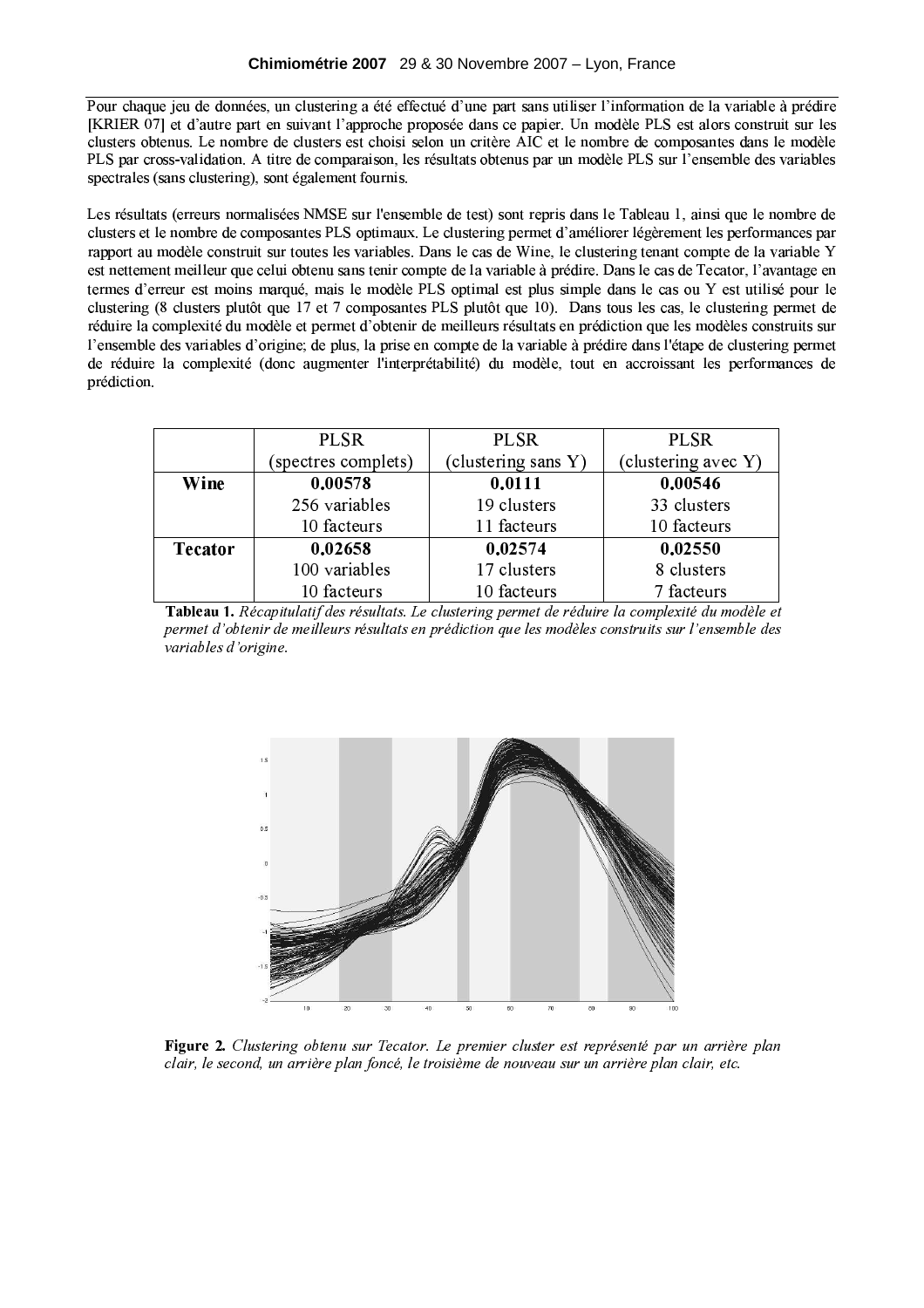Pour chaque jeu de données, un clustering a été effectué d'une part sans utiliser l'information de la variable à prédire [KRIER 07] et d'autre part en suivant l'approche proposée dans ce papier. Un modèle PLS est alors construit sur les clusters obtenus. Le nombre de clusters est choisi selon un critère AIC et le nombre de composantes dans le modèle PLS par cross-validation. A titre de comparaison, les résultats obtenus par un modèle PLS sur l'ensemble des variables spectrales (sans clustering), sont également fournis.

Les résultats (erreurs normalisées NMSE sur l'ensemble de test) sont repris dans le Tableau 1, ainsi que le nombre de clusters et le nombre de composantes PLS optimaux. Le clustering permet d'améliorer légèrement les performances par rapport au modèle construit sur toutes les variables. Dans le cas de Wine, le clustering tenant compte de la variable Y est nettement meilleur que celui obtenu sans tenir compte de la variable à prédire. Dans le cas de Tecator, l'avantage en termes d'erreur est moins marqué, mais le modèle PLS optimal est plus simple dans le cas ou Y est utilisé pour le clustering (8 clusters plutôt que 17 et 7 composantes PLS plutôt que 10). Dans tous les cas, le clustering permet de réduire la complexité du modèle et permet d'obtenir de meilleurs résultats en prédiction que les modèles construits sur l'ensemble des variables d'origine; de plus, la prise en compte de la variable à prédire dans l'étape de clustering permet de réduire la complexité (donc augmenter l'interprétabilité) du modèle, tout en accroissant les performances de prédiction.

| | PLSR (spectres complets) | PLSR (clustering sans Y) | PLSR (clustering avec Y) |
|---|---|---|---|
| **Wine** | **0.00578** | **0.0111** | **0.00546** |
| | 256 variables | 19 clusters | 33 clusters |
| | 10 facteurs | 11 facteurs | 10 facteurs |
| **Tecator** | **0.02658** | **0.02574** | **0.02550** |
| | 100 variables | 17 clusters | 8 clusters |
| | 10 facteurs | 10 facteurs | 7 facteurs |

**Tableau 1.** *Récapitulatif des résultats. Le clustering permet de réduire la complexité du modèle et permet d'obtenir de meilleurs résultats en prédiction que les modèles construits sur l'ensemble des variables d'origine.*

**Figure 2.** *Clustering obtenu sur Tecator. Le premier cluster est représenté par un arrière plan clair, le second, un arrière plan foncé, le troisième de nouveau sur un arrière plan clair, etc.*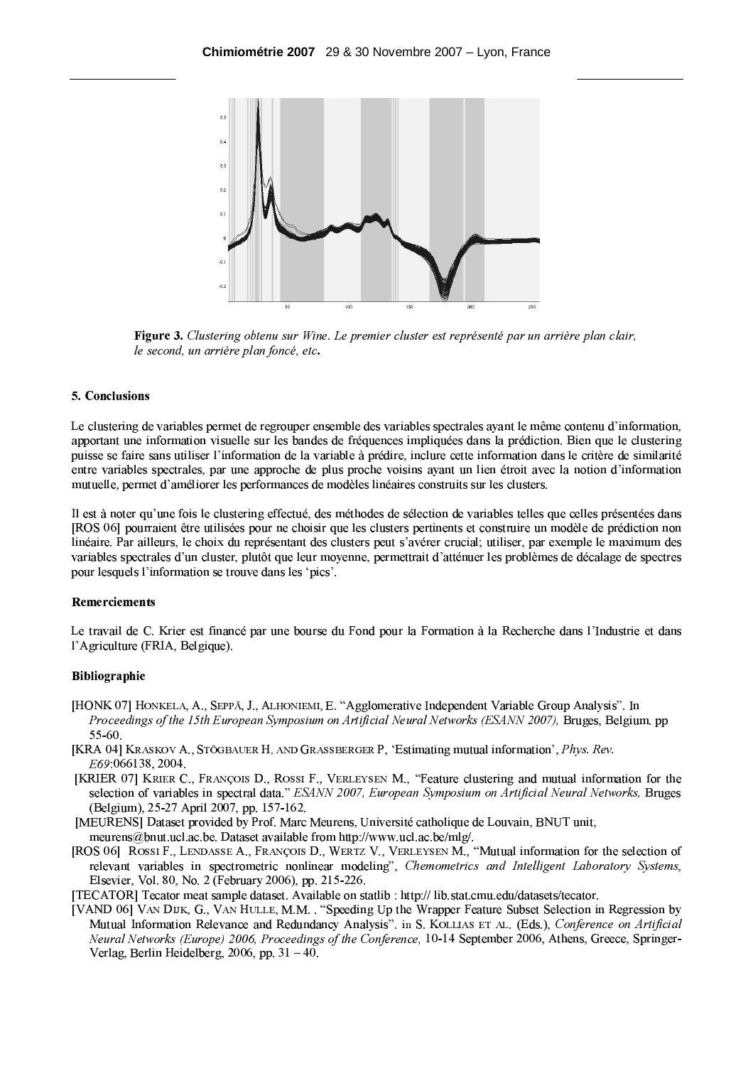0.5
0.4
0.3
0.2
0.1
0
-0.1
-0.2
50
100
150
200
250

**Figure 3.** *Clustering obtenu sur Wine. Le premier cluster est représenté par un arrière plan clair, le second, un arrière plan foncé, etc***.**

## 5. Conclusions

Le clustering de variables permet de regrouper ensemble des variables spectrales ayant le même contenu d'information, apportant une information visuelle sur les bandes de fréquences impliquées dans la prédiction. Bien que le clustering puisse se faire sans utiliser l'information de la variable à prédire, inclure cette information dans le critère de similarité entre variables spectrales, par une approche de plus proche voisins ayant un lien étroit avec la notion d'information mutuelle, permet d'améliorer les performances de modèles linéaires construits sur les clusters.

Il est à noter qu'une fois le clustering effectué, des méthodes de sélection de variables telles que celles présentées dans [ROS 06] pourraient être utilisées pour ne choisir que les clusters pertinents et construire un modèle de prédiction non linéaire. Par ailleurs, le choix du représentant des clusters peut s'avérer crucial; utiliser, par exemple le maximum des variables spectrales d'un cluster, plutôt que leur moyenne, permettrait d'atténuer les problèmes de décalage de spectres pour lesquels l'information se trouve dans les 'pics'.

### Remerciements

Le travail de C. Krier est financé par une bourse du Fond pour la Formation à la Recherche dans l'Industrie et dans l'Agriculture (FRIA, Belgique).

### Bibliographie

[HONK 07] HONKELA, A., SEPPÄ, J., ALHONIEMI, E. "Agglomerative Independent Variable Group Analysis". In *Proceedings of the 15th European Symposium on Artificial Neural Networks (ESANN 2007),* Bruges, Belgium. pp 55-60.

[KRA 04] KRASKOV A., STÖGBAUER H. AND GRASSBERGER P, 'Estimating mutual information', *Phys. Rev. E69*:066138, 2004.

[KRIER 07] KRIER C., FRANÇOIS D., ROSSI F., VERLEYSEN M., "Feature clustering and mutual information for the selection of variables in spectral data." *ESANN 2007, European Symposium on Artificial Neural Networks,* Bruges (Belgium), 25-27 April 2007, pp. 157-162.

[MEURENS] Dataset provided by Prof. Marc Meurens, Université catholique de Louvain, BNUT unit, meurens@bnut.ucl.ac.be. Dataset available from http://www.ucl.ac.be/mlg/.

[ROS 06] ROSSI F., LENDASSE A., FRANÇOIS D., WERTZ V., VERLEYSEN M., "Mutual information for the selection of relevant variables in spectrometric nonlinear modeling", *Chemometrics and Intelligent Laboratory Systems,* Elsevier, Vol. 80, No. 2 (February 2006), pp. 215-226.

[TECATOR] Tecator meat sample dataset. Available on statlib : http:// lib.stat.cmu.edu/datasets/tecator.

[VAND 06] VAN DIJK, G., VAN HULLE, M.M. . "Speeding Up the Wrapper Feature Subset Selection in Regression by Mutual Information Relevance and Redundancy Analysis". in S. KOLLIAS ET AL. (Eds.), *Conference on Artificial Neural Networks (Europe) 2006, Proceedings of the Conference,* 10-14 September 2006, Athens, Greece, Springer-Verlag, Berlin Heidelberg, 2006, pp. 31 – 40.